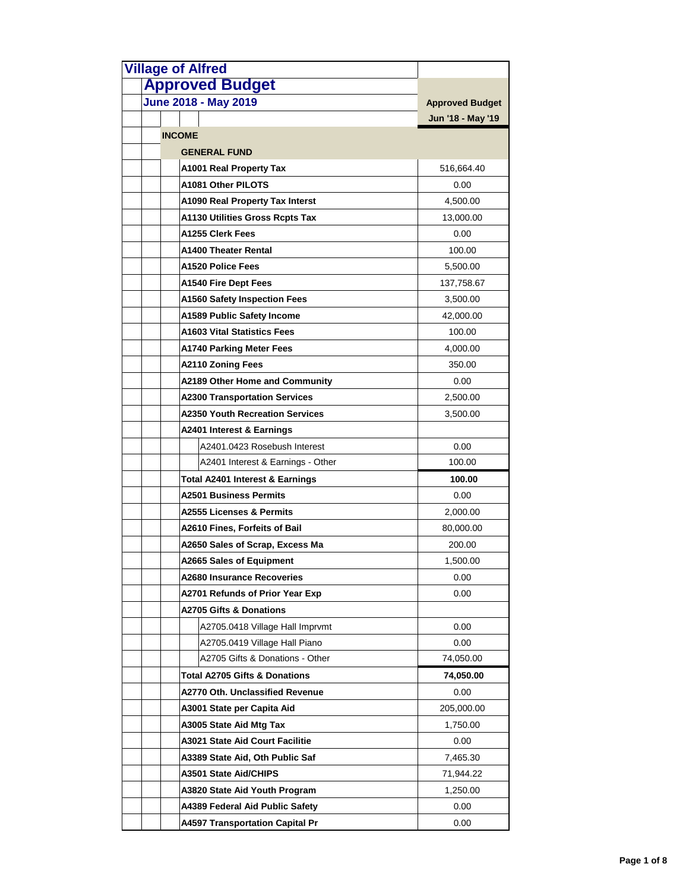# Village of Alfred

## Approved Budget

### June 2018 - May 2019

| | Approved Budget Jun '18 - May '19 |
|---|---|
| **INCOME** | |
| **GENERAL FUND** | |
| **A1001 Real Property Tax** | 516,664.40 |
| **A1081 Other PILOTS** | 0.00 |
| **A1090 Real Property Tax Interst** | 4,500.00 |
| **A1130 Utilities Gross Rcpts Tax** | 13,000.00 |
| **A1255 Clerk Fees** | 0.00 |
| **A1400 Theater Rental** | 100.00 |
| **A1520 Police Fees** | 5,500.00 |
| **A1540 Fire Dept Fees** | 137,758.67 |
| **A1560 Safety Inspection Fees** | 3,500.00 |
| **A1589 Public Safety Income** | 42,000.00 |
| **A1603 Vital Statistics Fees** | 100.00 |
| **A1740 Parking Meter Fees** | 4,000.00 |
| **A2110 Zoning Fees** | 350.00 |
| **A2189 Other Home and Community** | 0.00 |
| **A2300 Transportation Services** | 2,500.00 |
| **A2350 Youth Recreation Services** | 3,500.00 |
| **A2401 Interest & Earnings** | |
| A2401.0423 Rosebush Interest | 0.00 |
| A2401 Interest & Earnings - Other | 100.00 |
| **Total A2401 Interest & Earnings** | **100.00** |
| **A2501 Business Permits** | 0.00 |
| **A2555 Licenses & Permits** | 2,000.00 |
| **A2610 Fines, Forfeits of Bail** | 80,000.00 |
| **A2650 Sales of Scrap, Excess Ma** | 200.00 |
| **A2665 Sales of Equipment** | 1,500.00 |
| **A2680 Insurance Recoveries** | 0.00 |
| **A2701 Refunds of Prior Year Exp** | 0.00 |
| **A2705 Gifts & Donations** | |
| A2705.0418 Village Hall Imprvmt | 0.00 |
| A2705.0419 Village Hall Piano | 0.00 |
| A2705 Gifts & Donations - Other | 74,050.00 |
| **Total A2705 Gifts & Donations** | **74,050.00** |
| **A2770 Oth. Unclassified Revenue** | 0.00 |
| **A3001 State per Capita Aid** | 205,000.00 |
| **A3005 State Aid Mtg Tax** | 1,750.00 |
| **A3021 State Aid Court Facilitie** | 0.00 |
| **A3389 State Aid, Oth Public Saf** | 7,465.30 |
| **A3501 State Aid/CHIPS** | 71,944.22 |
| **A3820 State Aid Youth Program** | 1,250.00 |
| **A4389 Federal Aid Public Safety** | 0.00 |
| **A4597 Transportation Capital Pr** | 0.00 |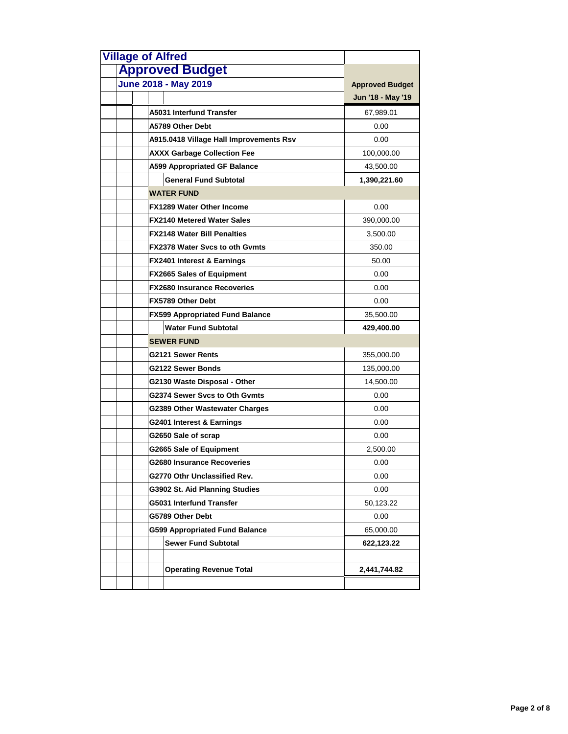# Village of Alfred

## Approved Budget

### June 2018 - May 2019

| | Approved Budget Jun '18 - May '19 |
|---|---|
| **A5031 Interfund Transfer** | 67,989.01 |
| **A5789 Other Debt** | 0.00 |
| **A915.0418 Village Hall Improvements Rsv** | 0.00 |
| **AXXX Garbage Collection Fee** | 100,000.00 |
| **A599 Appropriated GF Balance** | 43,500.00 |
| **General Fund Subtotal** | **1,390,221.60** |
| **WATER FUND** | |
| **FX1289 Water Other Income** | 0.00 |
| **FX2140 Metered Water Sales** | 390,000.00 |
| **FX2148 Water Bill Penalties** | 3,500.00 |
| **FX2378 Water Svcs to oth Gvmts** | 350.00 |
| **FX2401 Interest & Earnings** | 50.00 |
| **FX2665 Sales of Equipment** | 0.00 |
| **FX2680 Insurance Recoveries** | 0.00 |
| **FX5789 Other Debt** | 0.00 |
| **FX599 Appropriated Fund Balance** | 35,500.00 |
| **Water Fund Subtotal** | **429,400.00** |
| **SEWER FUND** | |
| **G2121 Sewer Rents** | 355,000.00 |
| **G2122 Sewer Bonds** | 135,000.00 |
| **G2130 Waste Disposal - Other** | 14,500.00 |
| **G2374 Sewer Svcs to Oth Gvmts** | 0.00 |
| **G2389 Other Wastewater Charges** | 0.00 |
| **G2401 Interest & Earnings** | 0.00 |
| **G2650 Sale of scrap** | 0.00 |
| **G2665 Sale of Equipment** | 2,500.00 |
| **G2680 Insurance Recoveries** | 0.00 |
| **G2770 Othr Unclassified Rev.** | 0.00 |
| **G3902 St. Aid Planning Studies** | 0.00 |
| **G5031 Interfund Transfer** | 50,123.22 |
| **G5789 Other Debt** | 0.00 |
| **G599 Appropriated Fund Balance** | 65,000.00 |
| **Sewer Fund Subtotal** | **622,123.22** |
| | |
| **Operating Revenue Total** | **2,441,744.82** |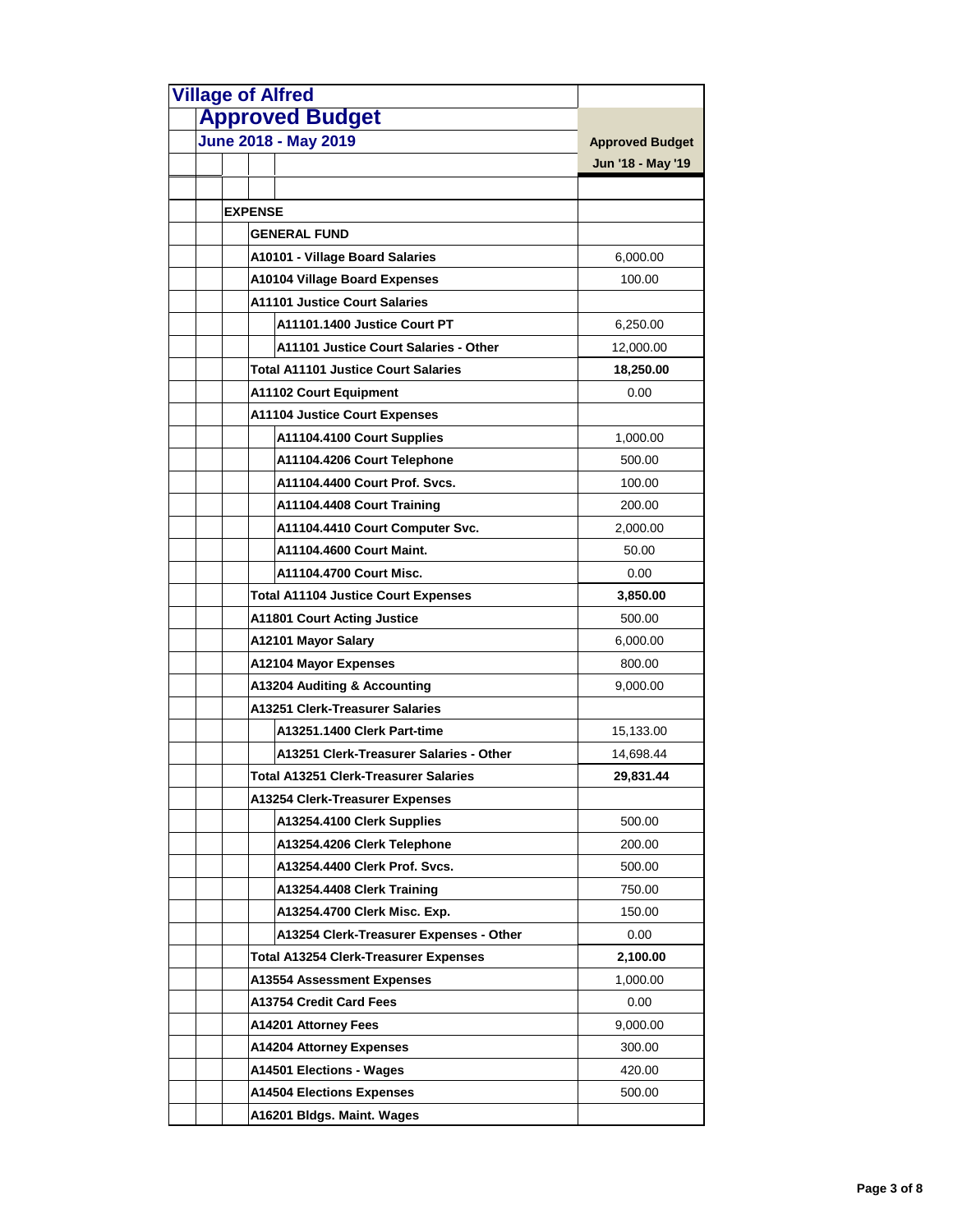# Village of Alfred

## Approved Budget

### June 2018 - May 2019

| | Approved Budget Jun '18 - May '19 |
|---|---|
| **EXPENSE** | |
| **GENERAL FUND** | |
| A10101 - Village Board Salaries | 6,000.00 |
| A10104 Village Board Expenses | 100.00 |
| A11101 Justice Court Salaries | |
| A11101.1400 Justice Court PT | 6,250.00 |
| A11101 Justice Court Salaries - Other | 12,000.00 |
| **Total A11101 Justice Court Salaries** | **18,250.00** |
| A11102 Court Equipment | 0.00 |
| A11104 Justice Court Expenses | |
| A11104.4100 Court Supplies | 1,000.00 |
| A11104.4206 Court Telephone | 500.00 |
| A11104.4400 Court Prof. Svcs. | 100.00 |
| A11104.4408 Court Training | 200.00 |
| A11104.4410 Court Computer Svc. | 2,000.00 |
| A11104.4600 Court Maint. | 50.00 |
| A11104.4700 Court Misc. | 0.00 |
| **Total A11104 Justice Court Expenses** | **3,850.00** |
| A11801 Court Acting Justice | 500.00 |
| A12101 Mayor Salary | 6,000.00 |
| A12104 Mayor Expenses | 800.00 |
| A13204 Auditing & Accounting | 9,000.00 |
| A13251 Clerk-Treasurer Salaries | |
| A13251.1400 Clerk Part-time | 15,133.00 |
| A13251 Clerk-Treasurer Salaries - Other | 14,698.44 |
| **Total A13251 Clerk-Treasurer Salaries** | **29,831.44** |
| A13254 Clerk-Treasurer Expenses | |
| A13254.4100 Clerk Supplies | 500.00 |
| A13254.4206 Clerk Telephone | 200.00 |
| A13254.4400 Clerk Prof. Svcs. | 500.00 |
| A13254.4408 Clerk Training | 750.00 |
| A13254.4700 Clerk Misc. Exp. | 150.00 |
| A13254 Clerk-Treasurer Expenses - Other | 0.00 |
| **Total A13254 Clerk-Treasurer Expenses** | **2,100.00** |
| A13554 Assessment Expenses | 1,000.00 |
| A13754 Credit Card Fees | 0.00 |
| A14201 Attorney Fees | 9,000.00 |
| A14204 Attorney Expenses | 300.00 |
| A14501 Elections - Wages | 420.00 |
| A14504 Elections Expenses | 500.00 |
| A16201 Bldgs. Maint. Wages | |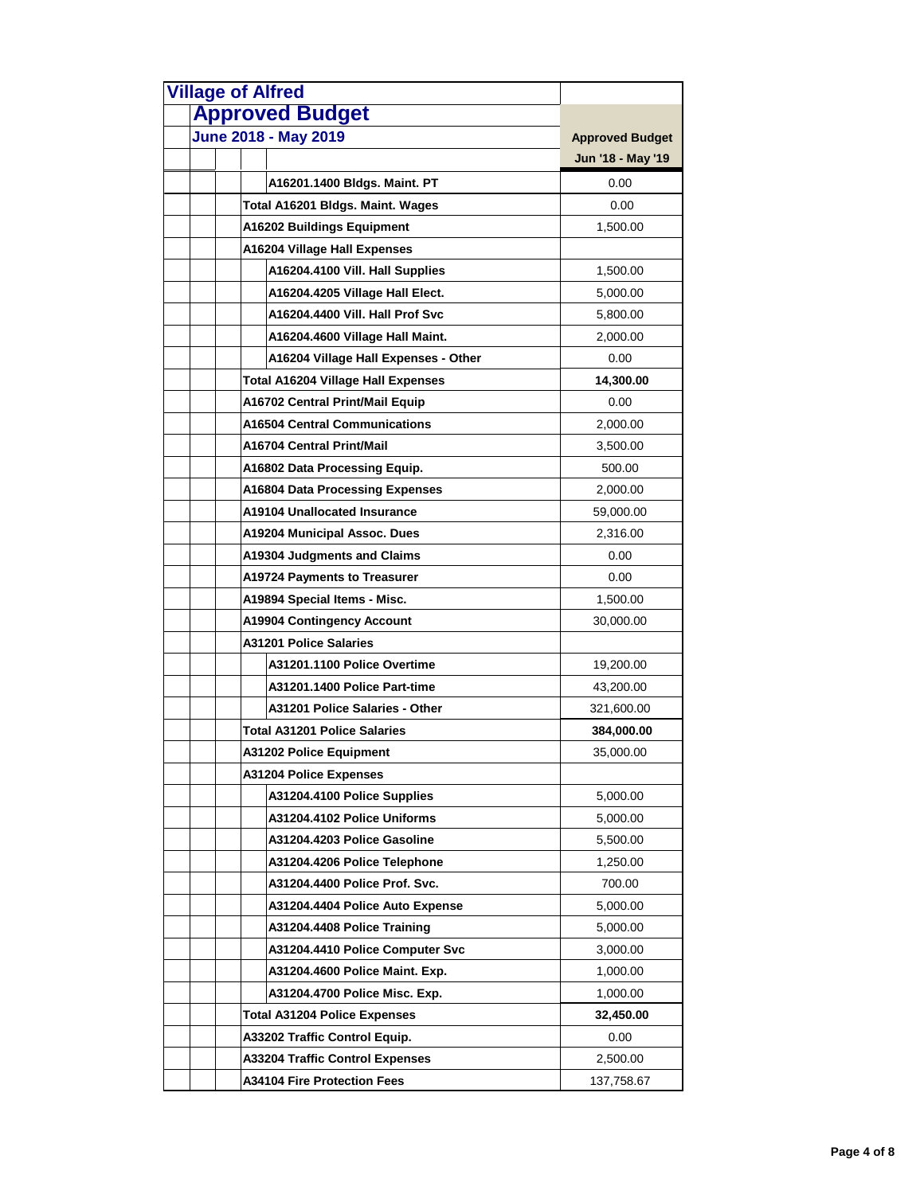# Village of Alfred

## Approved Budget

### June 2018 - May 2019

| Account | Approved Budget Jun '18 - May '19 |
|---|---|
| A16201.1400 Bldgs. Maint. PT | 0.00 |
| **Total A16201 Bldgs. Maint. Wages** | 0.00 |
| A16202 Buildings Equipment | 1,500.00 |
| A16204 Village Hall Expenses | |
| A16204.4100 Vill. Hall Supplies | 1,500.00 |
| A16204.4205 Village Hall Elect. | 5,000.00 |
| A16204.4400 Vill. Hall Prof Svc | 5,800.00 |
| A16204.4600 Village Hall Maint. | 2,000.00 |
| A16204 Village Hall Expenses - Other | 0.00 |
| **Total A16204 Village Hall Expenses** | **14,300.00** |
| A16702 Central Print/Mail Equip | 0.00 |
| A16504 Central Communications | 2,000.00 |
| A16704 Central Print/Mail | 3,500.00 |
| A16802 Data Processing Equip. | 500.00 |
| A16804 Data Processing Expenses | 2,000.00 |
| A19104 Unallocated Insurance | 59,000.00 |
| A19204 Municipal Assoc. Dues | 2,316.00 |
| A19304 Judgments and Claims | 0.00 |
| A19724 Payments to Treasurer | 0.00 |
| A19894 Special Items - Misc. | 1,500.00 |
| A19904 Contingency Account | 30,000.00 |
| A31201 Police Salaries | |
| A31201.1100 Police Overtime | 19,200.00 |
| A31201.1400 Police Part-time | 43,200.00 |
| A31201 Police Salaries - Other | 321,600.00 |
| **Total A31201 Police Salaries** | **384,000.00** |
| A31202 Police Equipment | 35,000.00 |
| A31204 Police Expenses | |
| A31204.4100 Police Supplies | 5,000.00 |
| A31204.4102 Police Uniforms | 5,000.00 |
| A31204.4203 Police Gasoline | 5,500.00 |
| A31204.4206 Police Telephone | 1,250.00 |
| A31204.4400 Police Prof. Svc. | 700.00 |
| A31204.4404 Police Auto Expense | 5,000.00 |
| A31204.4408 Police Training | 5,000.00 |
| A31204.4410 Police Computer Svc | 3,000.00 |
| A31204.4600 Police Maint. Exp. | 1,000.00 |
| A31204.4700 Police Misc. Exp. | 1,000.00 |
| **Total A31204 Police Expenses** | **32,450.00** |
| A33202 Traffic Control Equip. | 0.00 |
| A33204 Traffic Control Expenses | 2,500.00 |
| A34104 Fire Protection Fees | 137,758.67 |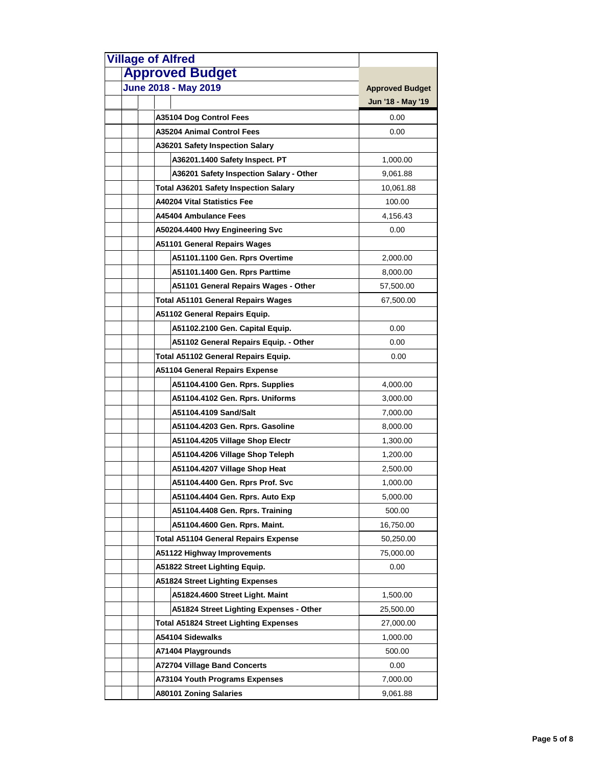# Village of Alfred

## Approved Budget

### June 2018 - May 2019

| | Approved Budget Jun '18 - May '19 |
|---|---|
| A35104 Dog Control Fees | 0.00 |
| A35204 Animal Control Fees | 0.00 |
| A36201 Safety Inspection Salary | |
| A36201.1400 Safety Inspect. PT | 1,000.00 |
| A36201 Safety Inspection Salary - Other | 9,061.88 |
| Total A36201 Safety Inspection Salary | 10,061.88 |
| A40204 Vital Statistics Fee | 100.00 |
| A45404 Ambulance Fees | 4,156.43 |
| A50204.4400 Hwy Engineering Svc | 0.00 |
| A51101 General Repairs Wages | |
| A51101.1100 Gen. Rprs Overtime | 2,000.00 |
| A51101.1400 Gen. Rprs Parttime | 8,000.00 |
| A51101 General Repairs Wages - Other | 57,500.00 |
| Total A51101 General Repairs Wages | 67,500.00 |
| A51102 General Repairs Equip. | |
| A51102.2100 Gen. Capital Equip. | 0.00 |
| A51102 General Repairs Equip. - Other | 0.00 |
| Total A51102 General Repairs Equip. | 0.00 |
| A51104 General Repairs Expense | |
| A51104.4100 Gen. Rprs. Supplies | 4,000.00 |
| A51104.4102 Gen. Rprs. Uniforms | 3,000.00 |
| A51104.4109 Sand/Salt | 7,000.00 |
| A51104.4203 Gen. Rprs. Gasoline | 8,000.00 |
| A51104.4205 Village Shop Electr | 1,300.00 |
| A51104.4206 Village Shop Teleph | 1,200.00 |
| A51104.4207 Village Shop Heat | 2,500.00 |
| A51104.4400 Gen. Rprs Prof. Svc | 1,000.00 |
| A51104.4404 Gen. Rprs. Auto Exp | 5,000.00 |
| A51104.4408 Gen. Rprs. Training | 500.00 |
| A51104.4600 Gen. Rprs. Maint. | 16,750.00 |
| Total A51104 General Repairs Expense | 50,250.00 |
| A51122 Highway Improvements | 75,000.00 |
| A51822 Street Lighting Equip. | 0.00 |
| A51824 Street Lighting Expenses | |
| A51824.4600 Street Light. Maint | 1,500.00 |
| A51824 Street Lighting Expenses - Other | 25,500.00 |
| Total A51824 Street Lighting Expenses | 27,000.00 |
| A54104 Sidewalks | 1,000.00 |
| A71404 Playgrounds | 500.00 |
| A72704 Village Band Concerts | 0.00 |
| A73104 Youth Programs Expenses | 7,000.00 |
| A80101 Zoning Salaries | 9,061.88 |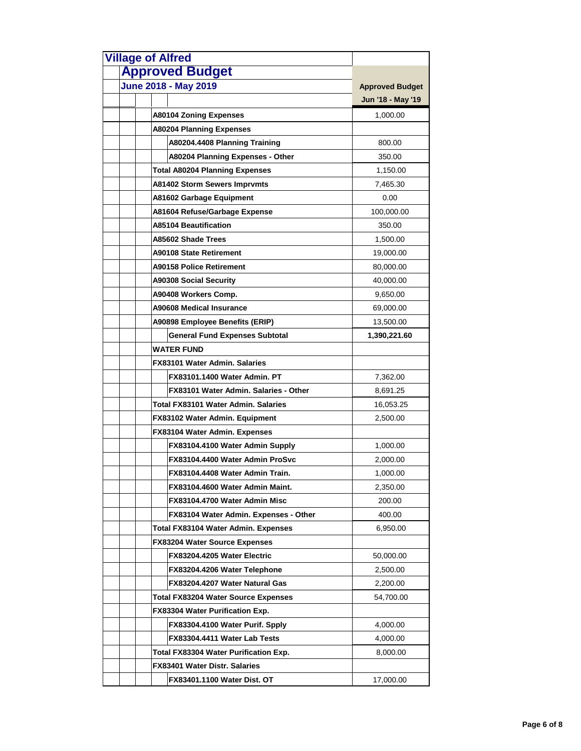# Village of Alfred

## Approved Budget

### June 2018 - May 2019

| | Approved Budget Jun '18 - May '19 |
|---|---|
| **A80104 Zoning Expenses** | 1,000.00 |
| **A80204 Planning Expenses** | |
| **A80204.4408 Planning Training** | 800.00 |
| **A80204 Planning Expenses - Other** | 350.00 |
| **Total A80204 Planning Expenses** | 1,150.00 |
| **A81402 Storm Sewers Imprvmts** | 7,465.30 |
| **A81602 Garbage Equipment** | 0.00 |
| **A81604 Refuse/Garbage Expense** | 100,000.00 |
| **A85104 Beautification** | 350.00 |
| **A85602 Shade Trees** | 1,500.00 |
| **A90108 State Retirement** | 19,000.00 |
| **A90158 Police Retirement** | 80,000.00 |
| **A90308 Social Security** | 40,000.00 |
| **A90408 Workers Comp.** | 9,650.00 |
| **A90608 Medical Insurance** | 69,000.00 |
| **A90898 Employee Benefits (ERIP)** | 13,500.00 |
| **General Fund Expenses Subtotal** | **1,390,221.60** |
| **WATER FUND** | |
| **FX83101 Water Admin. Salaries** | |
| **FX83101.1400 Water Admin. PT** | 7,362.00 |
| **FX83101 Water Admin. Salaries - Other** | 8,691.25 |
| **Total FX83101 Water Admin. Salaries** | 16,053.25 |
| **FX83102 Water Admin. Equipment** | 2,500.00 |
| **FX83104 Water Admin. Expenses** | |
| **FX83104.4100 Water Admin Supply** | 1,000.00 |
| **FX83104.4400 Water Admin ProSvc** | 2,000.00 |
| **FX83104.4408 Water Admin Train.** | 1,000.00 |
| **FX83104.4600 Water Admin Maint.** | 2,350.00 |
| **FX83104.4700 Water Admin Misc** | 200.00 |
| **FX83104 Water Admin. Expenses - Other** | 400.00 |
| **Total FX83104 Water Admin. Expenses** | 6,950.00 |
| **FX83204 Water Source Expenses** | |
| **FX83204.4205 Water Electric** | 50,000.00 |
| **FX83204.4206 Water Telephone** | 2,500.00 |
| **FX83204.4207 Water Natural Gas** | 2,200.00 |
| **Total FX83204 Water Source Expenses** | 54,700.00 |
| **FX83304 Water Purification Exp.** | |
| **FX83304.4100 Water Purif. Spply** | 4,000.00 |
| **FX83304.4411 Water Lab Tests** | 4,000.00 |
| **Total FX83304 Water Purification Exp.** | 8,000.00 |
| **FX83401 Water Distr. Salaries** | |
| **FX83401.1100 Water Dist. OT** | 17,000.00 |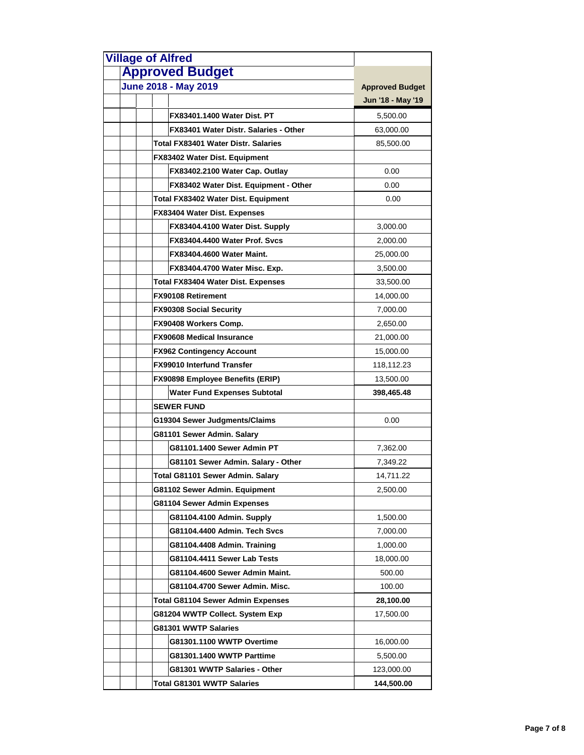# Village of Alfred

## Approved Budget

### June 2018 - May 2019

| Account | Approved Budget Jun '18 - May '19 |
|---|---|
| FX83401.1400 Water Dist. PT | 5,500.00 |
| FX83401 Water Distr. Salaries - Other | 63,000.00 |
| **Total FX83401 Water Distr. Salaries** | 85,500.00 |
| **FX83402 Water Dist. Equipment** | |
| FX83402.2100 Water Cap. Outlay | 0.00 |
| FX83402 Water Dist. Equipment - Other | 0.00 |
| **Total FX83402 Water Dist. Equipment** | 0.00 |
| **FX83404 Water Dist. Expenses** | |
| FX83404.4100 Water Dist. Supply | 3,000.00 |
| FX83404.4400 Water Prof. Svcs | 2,000.00 |
| FX83404.4600 Water Maint. | 25,000.00 |
| FX83404.4700 Water Misc. Exp. | 3,500.00 |
| **Total FX83404 Water Dist. Expenses** | 33,500.00 |
| FX90108 Retirement | 14,000.00 |
| FX90308 Social Security | 7,000.00 |
| FX90408 Workers Comp. | 2,650.00 |
| FX90608 Medical Insurance | 21,000.00 |
| FX962 Contingency Account | 15,000.00 |
| FX99010 Interfund Transfer | 118,112.23 |
| FX90898 Employee Benefits (ERIP) | 13,500.00 |
| **Water Fund Expenses Subtotal** | **398,465.48** |
| **SEWER FUND** | |
| G19304 Sewer Judgments/Claims | 0.00 |
| **G81101 Sewer Admin. Salary** | |
| G81101.1400 Sewer Admin PT | 7,362.00 |
| G81101 Sewer Admin. Salary - Other | 7,349.22 |
| **Total G81101 Sewer Admin. Salary** | 14,711.22 |
| G81102 Sewer Admin. Equipment | 2,500.00 |
| **G81104 Sewer Admin Expenses** | |
| G81104.4100 Admin. Supply | 1,500.00 |
| G81104.4400 Admin. Tech Svcs | 7,000.00 |
| G81104.4408 Admin. Training | 1,000.00 |
| G81104.4411 Sewer Lab Tests | 18,000.00 |
| G81104.4600 Sewer Admin Maint. | 500.00 |
| G81104.4700 Sewer Admin. Misc. | 100.00 |
| **Total G81104 Sewer Admin Expenses** | **28,100.00** |
| G81204 WWTP Collect. System Exp | 17,500.00 |
| **G81301 WWTP Salaries** | |
| G81301.1100 WWTP Overtime | 16,000.00 |
| G81301.1400 WWTP Parttime | 5,500.00 |
| G81301 WWTP Salaries - Other | 123,000.00 |
| **Total G81301 WWTP Salaries** | **144,500.00** |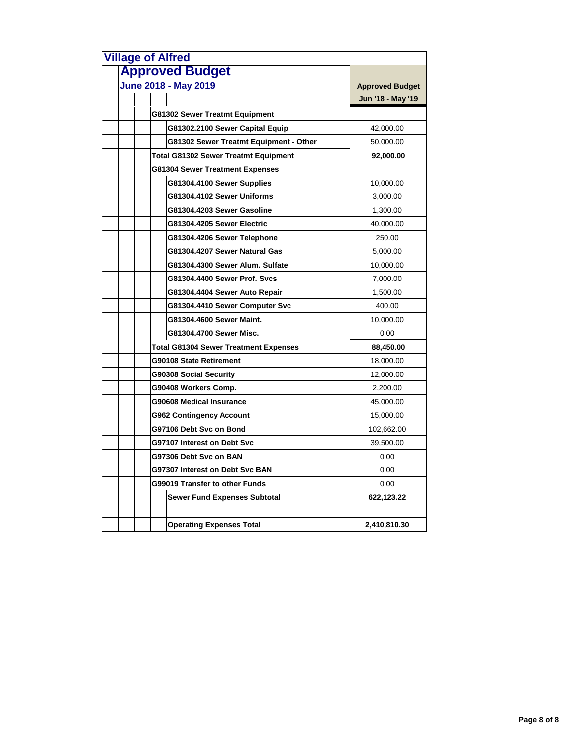# Village of Alfred

## Approved Budget

### June 2018 - May 2019

| | Approved Budget Jun '18 - May '19 |
|---|---|
| **G81302 Sewer Treatmt Equipment** | |
| **G81302.2100 Sewer Capital Equip** | 42,000.00 |
| **G81302 Sewer Treatmt Equipment - Other** | 50,000.00 |
| **Total G81302 Sewer Treatmt Equipment** | **92,000.00** |
| **G81304 Sewer Treatment Expenses** | |
| **G81304.4100 Sewer Supplies** | 10,000.00 |
| **G81304.4102 Sewer Uniforms** | 3,000.00 |
| **G81304.4203 Sewer Gasoline** | 1,300.00 |
| **G81304.4205 Sewer Electric** | 40,000.00 |
| **G81304.4206 Sewer Telephone** | 250.00 |
| **G81304.4207 Sewer Natural Gas** | 5,000.00 |
| **G81304.4300 Sewer Alum. Sulfate** | 10,000.00 |
| **G81304.4400 Sewer Prof. Svcs** | 7,000.00 |
| **G81304.4404 Sewer Auto Repair** | 1,500.00 |
| **G81304.4410 Sewer Computer Svc** | 400.00 |
| **G81304.4600 Sewer Maint.** | 10,000.00 |
| **G81304.4700 Sewer Misc.** | 0.00 |
| **Total G81304 Sewer Treatment Expenses** | **88,450.00** |
| **G90108 State Retirement** | 18,000.00 |
| **G90308 Social Security** | 12,000.00 |
| **G90408 Workers Comp.** | 2,200.00 |
| **G90608 Medical Insurance** | 45,000.00 |
| **G962 Contingency Account** | 15,000.00 |
| **G97106 Debt Svc on Bond** | 102,662.00 |
| **G97107 Interest on Debt Svc** | 39,500.00 |
| **G97306 Debt Svc on BAN** | 0.00 |
| **G97307 Interest on Debt Svc BAN** | 0.00 |
| **G99019 Transfer to other Funds** | 0.00 |
| **Sewer Fund Expenses Subtotal** | **622,123.22** |
| | |
| **Operating Expenses Total** | **2,410,810.30** |